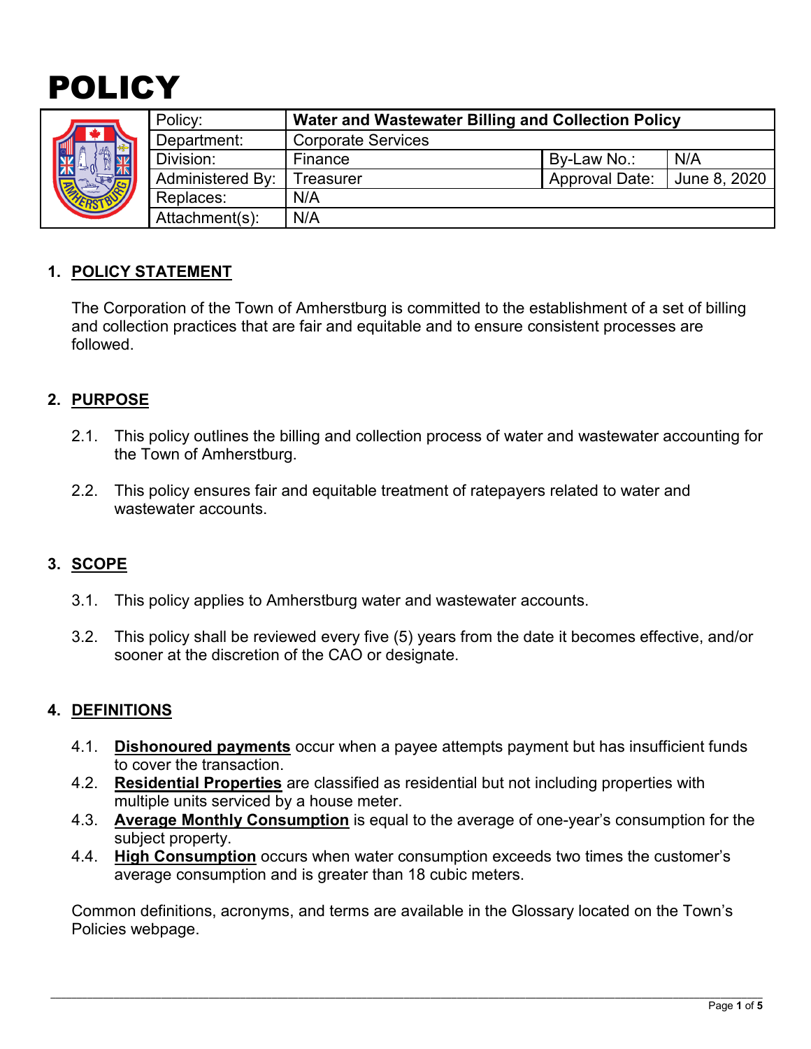# POLICY

| Policy: | Water and Wastewater Billing and Collection Policy | | |
|---|---|---|---|
| Department: | Corporate Services | | |
| Division: | Finance | By-Law No.: | N/A |
| Administered By: | Treasurer | Approval Date: | June 8, 2020 |
| Replaces: | N/A | | |
| Attachment(s): | N/A | | |

## 1. POLICY STATEMENT

The Corporation of the Town of Amherstburg is committed to the establishment of a set of billing and collection practices that are fair and equitable and to ensure consistent processes are followed.

## 2. PURPOSE

2.1. This policy outlines the billing and collection process of water and wastewater accounting for the Town of Amherstburg.

2.2. This policy ensures fair and equitable treatment of ratepayers related to water and wastewater accounts.

## 3. SCOPE

3.1. This policy applies to Amherstburg water and wastewater accounts.

3.2. This policy shall be reviewed every five (5) years from the date it becomes effective, and/or sooner at the discretion of the CAO or designate.

## 4. DEFINITIONS

4.1. **Dishonoured payments** occur when a payee attempts payment but has insufficient funds to cover the transaction.

4.2. **Residential Properties** are classified as residential but not including properties with multiple units serviced by a house meter.

4.3. **Average Monthly Consumption** is equal to the average of one-year's consumption for the subject property.

4.4. **High Consumption** occurs when water consumption exceeds two times the customer's average consumption and is greater than 18 cubic meters.

Common definitions, acronyms, and terms are available in the Glossary located on the Town's Policies webpage.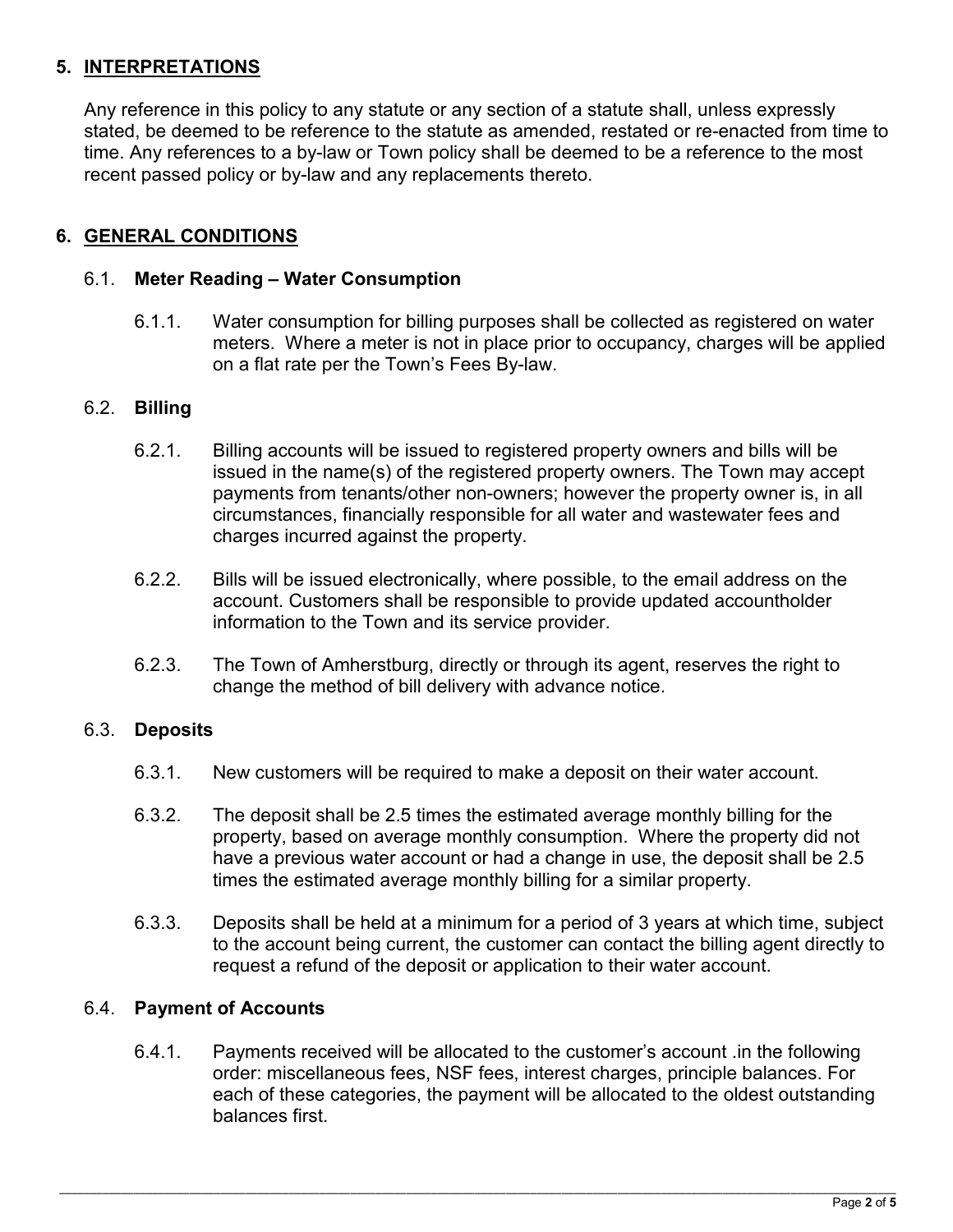## 5. INTERPRETATIONS

Any reference in this policy to any statute or any section of a statute shall, unless expressly stated, be deemed to be reference to the statute as amended, restated or re-enacted from time to time. Any references to a by-law or Town policy shall be deemed to be a reference to the most recent passed policy or by-law and any replacements thereto.

## 6. GENERAL CONDITIONS

### 6.1. Meter Reading – Water Consumption

6.1.1. Water consumption for billing purposes shall be collected as registered on water meters. Where a meter is not in place prior to occupancy, charges will be applied on a flat rate per the Town's Fees By-law.

### 6.2. Billing

6.2.1. Billing accounts will be issued to registered property owners and bills will be issued in the name(s) of the registered property owners. The Town may accept payments from tenants/other non-owners; however the property owner is, in all circumstances, financially responsible for all water and wastewater fees and charges incurred against the property.

6.2.2. Bills will be issued electronically, where possible, to the email address on the account. Customers shall be responsible to provide updated accountholder information to the Town and its service provider.

6.2.3. The Town of Amherstburg, directly or through its agent, reserves the right to change the method of bill delivery with advance notice.

### 6.3. Deposits

6.3.1. New customers will be required to make a deposit on their water account.

6.3.2. The deposit shall be 2.5 times the estimated average monthly billing for the property, based on average monthly consumption. Where the property did not have a previous water account or had a change in use, the deposit shall be 2.5 times the estimated average monthly billing for a similar property.

6.3.3. Deposits shall be held at a minimum for a period of 3 years at which time, subject to the account being current, the customer can contact the billing agent directly to request a refund of the deposit or application to their water account.

### 6.4. Payment of Accounts

6.4.1. Payments received will be allocated to the customer's account .in the following order: miscellaneous fees, NSF fees, interest charges, principle balances. For each of these categories, the payment will be allocated to the oldest outstanding balances first.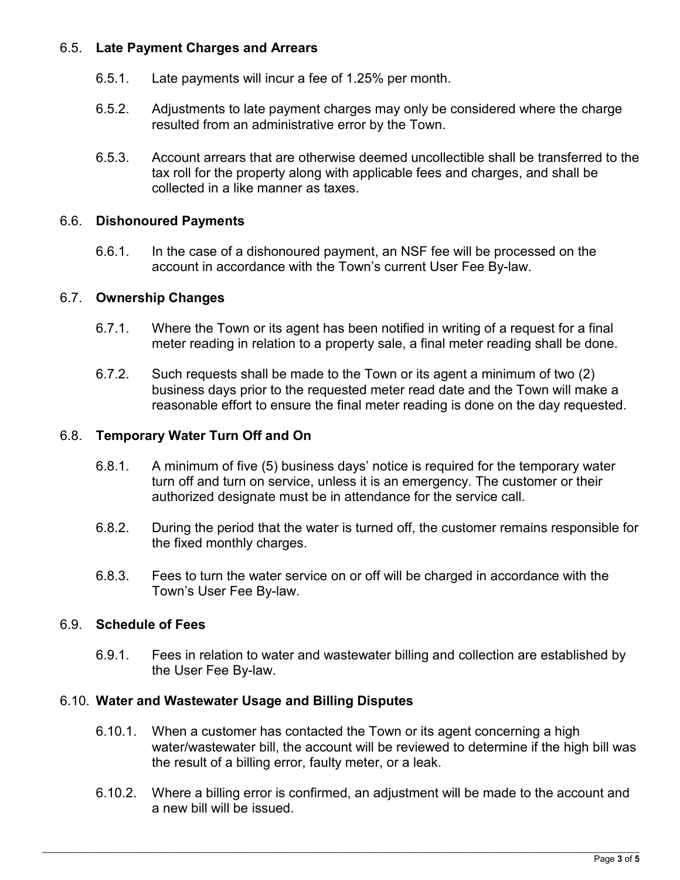### 6.5. **Late Payment Charges and Arrears**

6.5.1. Late payments will incur a fee of 1.25% per month.

6.5.2. Adjustments to late payment charges may only be considered where the charge resulted from an administrative error by the Town.

6.5.3. Account arrears that are otherwise deemed uncollectible shall be transferred to the tax roll for the property along with applicable fees and charges, and shall be collected in a like manner as taxes.

### 6.6. **Dishonoured Payments**

6.6.1. In the case of a dishonoured payment, an NSF fee will be processed on the account in accordance with the Town's current User Fee By-law.

### 6.7. **Ownership Changes**

6.7.1. Where the Town or its agent has been notified in writing of a request for a final meter reading in relation to a property sale, a final meter reading shall be done.

6.7.2. Such requests shall be made to the Town or its agent a minimum of two (2) business days prior to the requested meter read date and the Town will make a reasonable effort to ensure the final meter reading is done on the day requested.

### 6.8. **Temporary Water Turn Off and On**

6.8.1. A minimum of five (5) business days' notice is required for the temporary water turn off and turn on service, unless it is an emergency. The customer or their authorized designate must be in attendance for the service call.

6.8.2. During the period that the water is turned off, the customer remains responsible for the fixed monthly charges.

6.8.3. Fees to turn the water service on or off will be charged in accordance with the Town's User Fee By-law.

### 6.9. **Schedule of Fees**

6.9.1. Fees in relation to water and wastewater billing and collection are established by the User Fee By-law.

### 6.10. **Water and Wastewater Usage and Billing Disputes**

6.10.1. When a customer has contacted the Town or its agent concerning a high water/wastewater bill, the account will be reviewed to determine if the high bill was the result of a billing error, faulty meter, or a leak.

6.10.2. Where a billing error is confirmed, an adjustment will be made to the account and a new bill will be issued.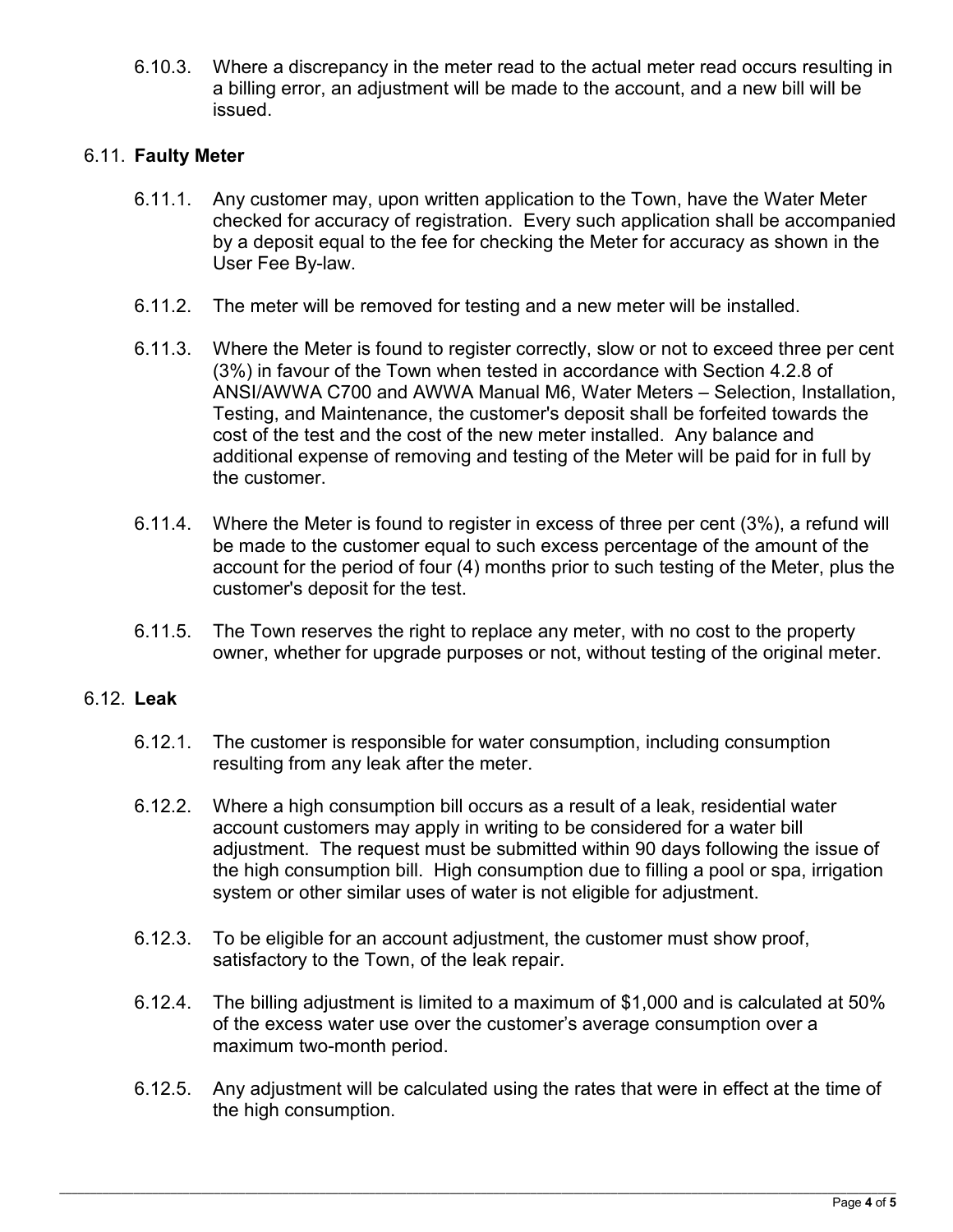6.10.3. Where a discrepancy in the meter read to the actual meter read occurs resulting in a billing error, an adjustment will be made to the account, and a new bill will be issued.

## 6.11. **Faulty Meter**

6.11.1. Any customer may, upon written application to the Town, have the Water Meter checked for accuracy of registration. Every such application shall be accompanied by a deposit equal to the fee for checking the Meter for accuracy as shown in the User Fee By-law.

6.11.2. The meter will be removed for testing and a new meter will be installed.

6.11.3. Where the Meter is found to register correctly, slow or not to exceed three per cent (3%) in favour of the Town when tested in accordance with Section 4.2.8 of ANSI/AWWA C700 and AWWA Manual M6, Water Meters – Selection, Installation, Testing, and Maintenance, the customer's deposit shall be forfeited towards the cost of the test and the cost of the new meter installed. Any balance and additional expense of removing and testing of the Meter will be paid for in full by the customer.

6.11.4. Where the Meter is found to register in excess of three per cent (3%), a refund will be made to the customer equal to such excess percentage of the amount of the account for the period of four (4) months prior to such testing of the Meter, plus the customer's deposit for the test.

6.11.5. The Town reserves the right to replace any meter, with no cost to the property owner, whether for upgrade purposes or not, without testing of the original meter.

## 6.12. **Leak**

6.12.1. The customer is responsible for water consumption, including consumption resulting from any leak after the meter.

6.12.2. Where a high consumption bill occurs as a result of a leak, residential water account customers may apply in writing to be considered for a water bill adjustment. The request must be submitted within 90 days following the issue of the high consumption bill. High consumption due to filling a pool or spa, irrigation system or other similar uses of water is not eligible for adjustment.

6.12.3. To be eligible for an account adjustment, the customer must show proof, satisfactory to the Town, of the leak repair.

6.12.4. The billing adjustment is limited to a maximum of $1,000 and is calculated at 50% of the excess water use over the customer's average consumption over a maximum two-month period.

6.12.5. Any adjustment will be calculated using the rates that were in effect at the time of the high consumption.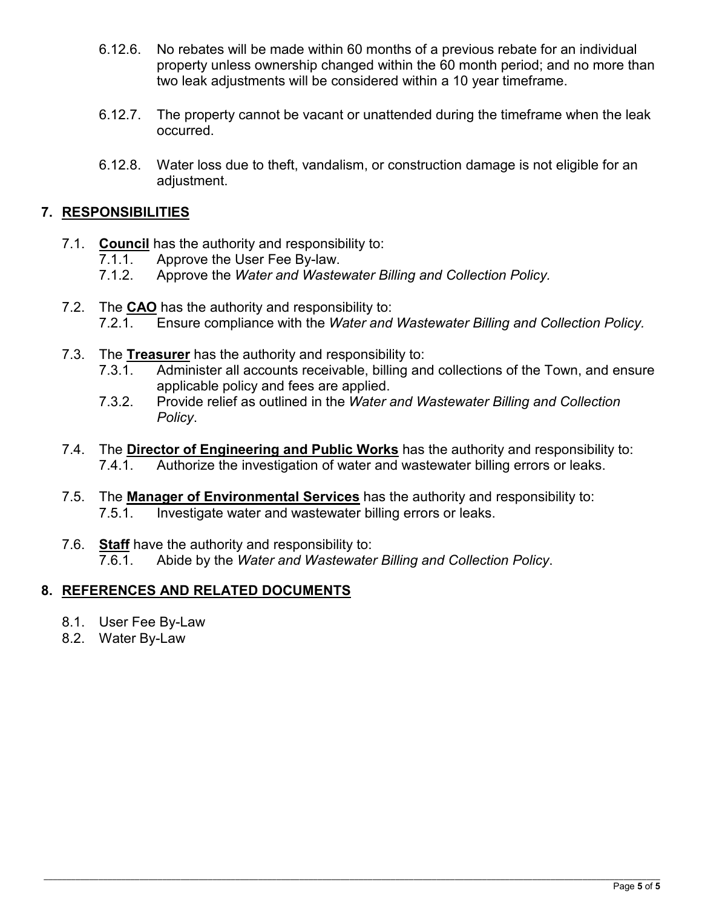6.12.6. No rebates will be made within 60 months of a previous rebate for an individual property unless ownership changed within the 60 month period; and no more than two leak adjustments will be considered within a 10 year timeframe.

6.12.7. The property cannot be vacant or unattended during the timeframe when the leak occurred.

6.12.8. Water loss due to theft, vandalism, or construction damage is not eligible for an adjustment.

## 7. RESPONSIBILITIES

7.1. **Council** has the authority and responsibility to:

7.1.1. Approve the User Fee By-law.

7.1.2. Approve the *Water and Wastewater Billing and Collection Policy.*

7.2. The **CAO** has the authority and responsibility to:

7.2.1. Ensure compliance with the *Water and Wastewater Billing and Collection Policy.*

7.3. The **Treasurer** has the authority and responsibility to:

7.3.1. Administer all accounts receivable, billing and collections of the Town, and ensure applicable policy and fees are applied.

7.3.2. Provide relief as outlined in the *Water and Wastewater Billing and Collection Policy*.

7.4. The **Director of Engineering and Public Works** has the authority and responsibility to:

7.4.1. Authorize the investigation of water and wastewater billing errors or leaks.

7.5. The **Manager of Environmental Services** has the authority and responsibility to:

7.5.1. Investigate water and wastewater billing errors or leaks.

7.6. **Staff** have the authority and responsibility to:

7.6.1. Abide by the *Water and Wastewater Billing and Collection Policy*.

## 8. REFERENCES AND RELATED DOCUMENTS

8.1. User Fee By-Law

8.2. Water By-Law